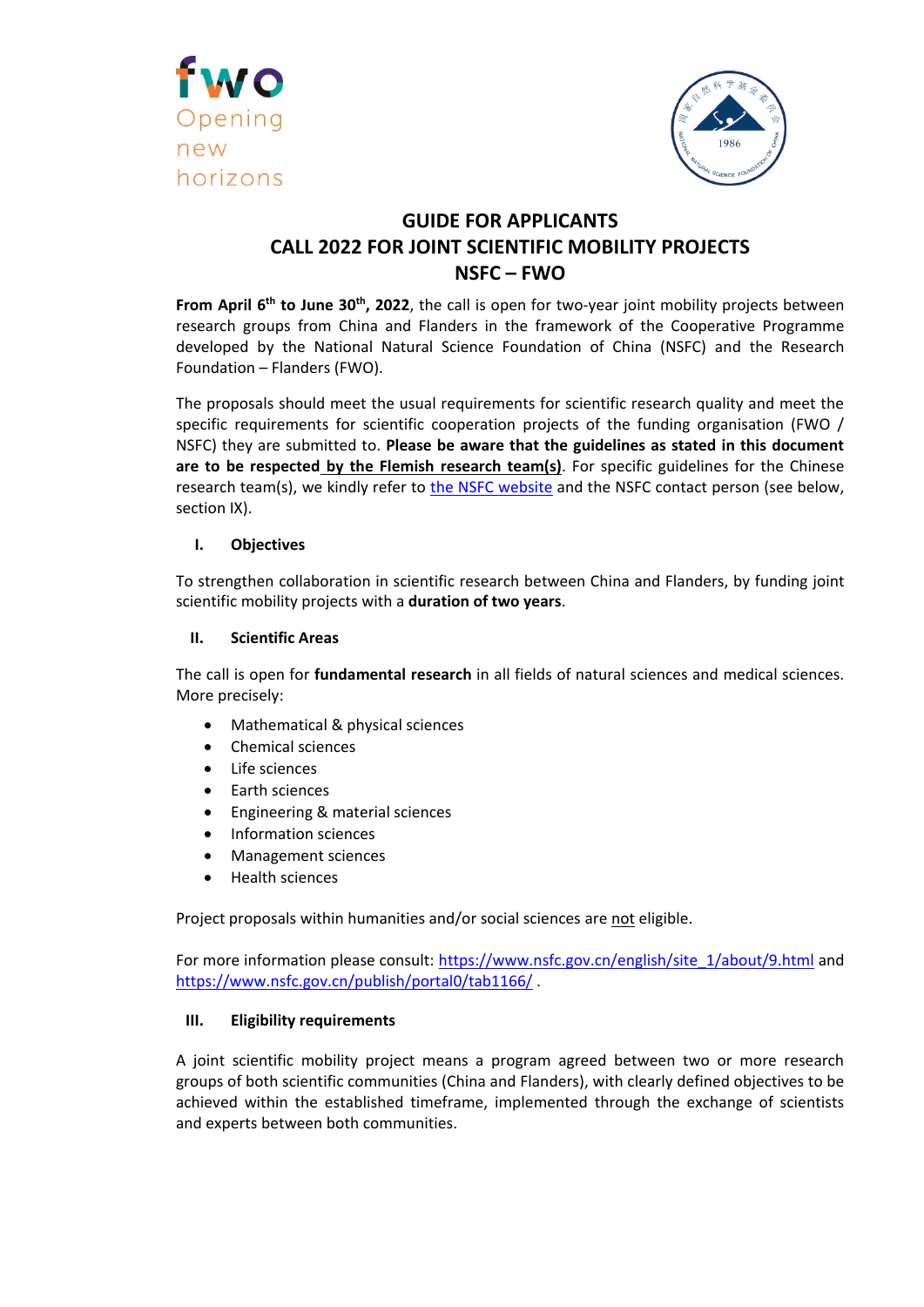# GUIDE FOR APPLICANTS
# CALL 2022 FOR JOINT SCIENTIFIC MOBILITY PROJECTS
# NSFC – FWO

**From April 6th to June 30th, 2022**, the call is open for two-year joint mobility projects between research groups from China and Flanders in the framework of the Cooperative Programme developed by the National Natural Science Foundation of China (NSFC) and the Research Foundation – Flanders (FWO).

The proposals should meet the usual requirements for scientific research quality and meet the specific requirements for scientific cooperation projects of the funding organisation (FWO / NSFC) they are submitted to. **Please be aware that the guidelines as stated in this document are to be respected by the Flemish research team(s)**. For specific guidelines for the Chinese research team(s), we kindly refer to the NSFC website and the NSFC contact person (see below, section IX).

## I. Objectives

To strengthen collaboration in scientific research between China and Flanders, by funding joint scientific mobility projects with a **duration of two years**.

## II. Scientific Areas

The call is open for **fundamental research** in all fields of natural sciences and medical sciences. More precisely:

- Mathematical & physical sciences
- Chemical sciences
- Life sciences
- Earth sciences
- Engineering & material sciences
- Information sciences
- Management sciences
- Health sciences

Project proposals within humanities and/or social sciences are not eligible.

For more information please consult: https://www.nsfc.gov.cn/english/site_1/about/9.html and https://www.nsfc.gov.cn/publish/portal0/tab1166/ .

## III. Eligibility requirements

A joint scientific mobility project means a program agreed between two or more research groups of both scientific communities (China and Flanders), with clearly defined objectives to be achieved within the established timeframe, implemented through the exchange of scientists and experts between both communities.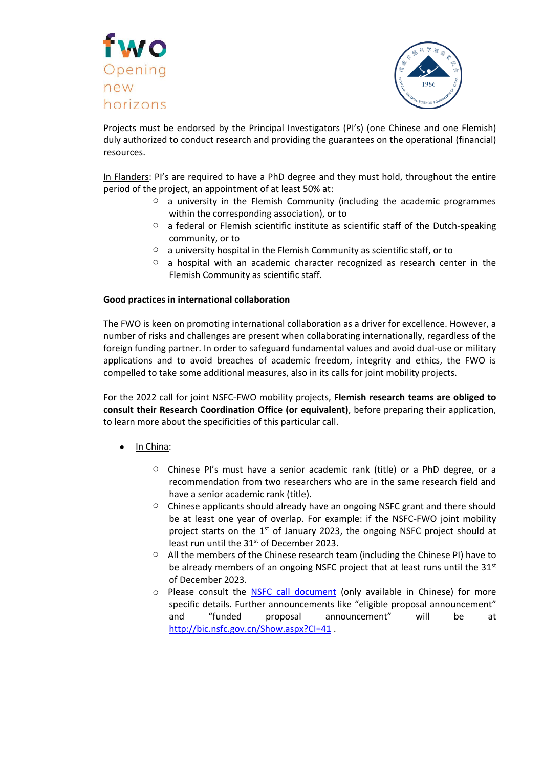Projects must be endorsed by the Principal Investigators (PI's) (one Chinese and one Flemish) duly authorized to conduct research and providing the guarantees on the operational (financial) resources.

In Flanders: PI's are required to have a PhD degree and they must hold, throughout the entire period of the project, an appointment of at least 50% at:

- a university in the Flemish Community (including the academic programmes within the corresponding association), or to
- a federal or Flemish scientific institute as scientific staff of the Dutch-speaking community, or to
- a university hospital in the Flemish Community as scientific staff, or to
- a hospital with an academic character recognized as research center in the Flemish Community as scientific staff.

**Good practices in international collaboration**

The FWO is keen on promoting international collaboration as a driver for excellence. However, a number of risks and challenges are present when collaborating internationally, regardless of the foreign funding partner. In order to safeguard fundamental values and avoid dual-use or military applications and to avoid breaches of academic freedom, integrity and ethics, the FWO is compelled to take some additional measures, also in its calls for joint mobility projects.

For the 2022 call for joint NSFC-FWO mobility projects, **Flemish research teams are obliged to consult their Research Coordination Office (or equivalent)**, before preparing their application, to learn more about the specificities of this particular call.

- In China:
  - Chinese PI's must have a senior academic rank (title) or a PhD degree, or a recommendation from two researchers who are in the same research field and have a senior academic rank (title).
  - Chinese applicants should already have an ongoing NSFC grant and there should be at least one year of overlap. For example: if the NSFC-FWO joint mobility project starts on the 1st of January 2023, the ongoing NSFC project should at least run until the 31st of December 2023.
  - All the members of the Chinese research team (including the Chinese PI) have to be already members of an ongoing NSFC project that at least runs until the 31st of December 2023.
  - Please consult the NSFC call document (only available in Chinese) for more specific details. Further announcements like "eligible proposal announcement" and "funded proposal announcement" will be at http://bic.nsfc.gov.cn/Show.aspx?CI=41 .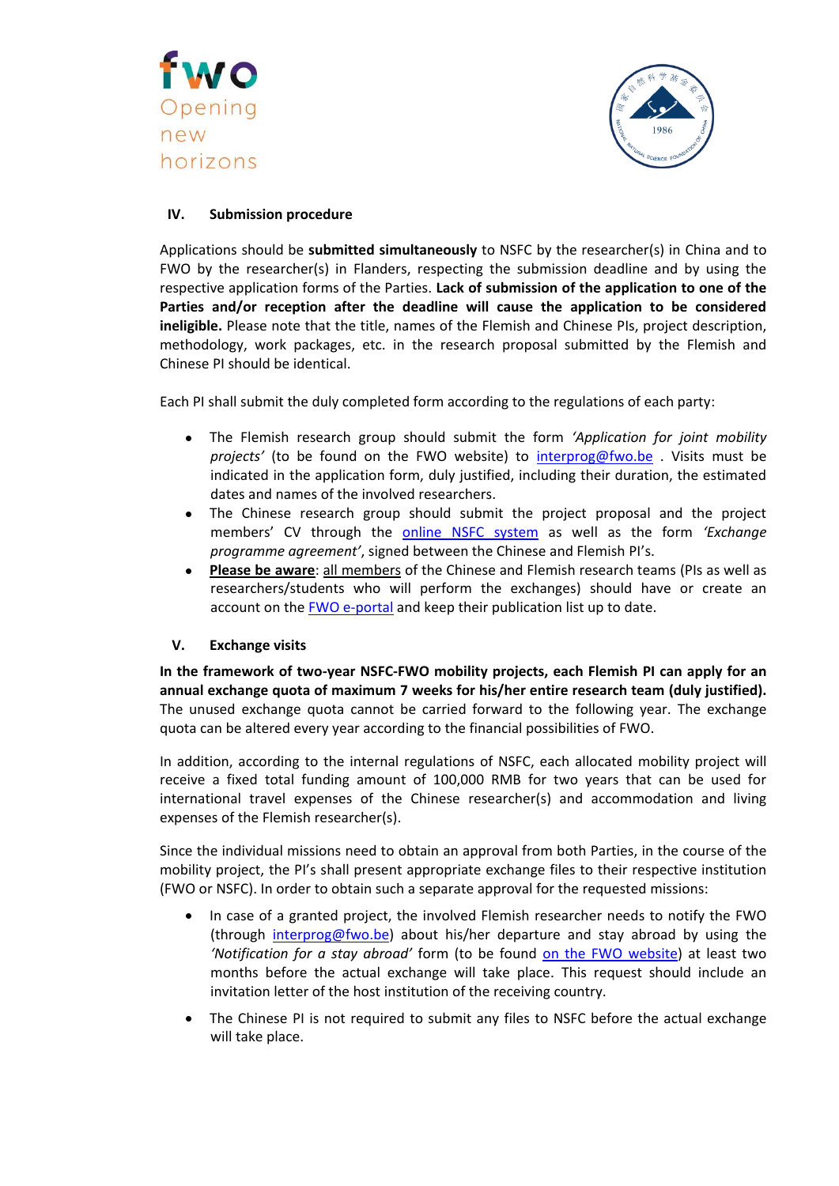## IV. Submission procedure

Applications should be **submitted simultaneously** to NSFC by the researcher(s) in China and to FWO by the researcher(s) in Flanders, respecting the submission deadline and by using the respective application forms of the Parties. **Lack of submission of the application to one of the Parties and/or reception after the deadline will cause the application to be considered ineligible.** Please note that the title, names of the Flemish and Chinese PIs, project description, methodology, work packages, etc. in the research proposal submitted by the Flemish and Chinese PI should be identical.

Each PI shall submit the duly completed form according to the regulations of each party:

- The Flemish research group should submit the form *'Application for joint mobility projects'* (to be found on the FWO website) to interprog@fwo.be . Visits must be indicated in the application form, duly justified, including their duration, the estimated dates and names of the involved researchers.
- The Chinese research group should submit the project proposal and the project members' CV through the online NSFC system as well as the form *'Exchange programme agreement'*, signed between the Chinese and Flemish PI's.
- **Please be aware**: all members of the Chinese and Flemish research teams (PIs as well as researchers/students who will perform the exchanges) should have or create an account on the FWO e-portal and keep their publication list up to date.

## V. Exchange visits

**In the framework of two-year NSFC-FWO mobility projects, each Flemish PI can apply for an annual exchange quota of maximum 7 weeks for his/her entire research team (duly justified).** The unused exchange quota cannot be carried forward to the following year. The exchange quota can be altered every year according to the financial possibilities of FWO.

In addition, according to the internal regulations of NSFC, each allocated mobility project will receive a fixed total funding amount of 100,000 RMB for two years that can be used for international travel expenses of the Chinese researcher(s) and accommodation and living expenses of the Flemish researcher(s).

Since the individual missions need to obtain an approval from both Parties, in the course of the mobility project, the PI's shall present appropriate exchange files to their respective institution (FWO or NSFC). In order to obtain such a separate approval for the requested missions:

- In case of a granted project, the involved Flemish researcher needs to notify the FWO (through interprog@fwo.be) about his/her departure and stay abroad by using the *'Notification for a stay abroad'* form (to be found on the FWO website) at least two months before the actual exchange will take place. This request should include an invitation letter of the host institution of the receiving country.
- The Chinese PI is not required to submit any files to NSFC before the actual exchange will take place.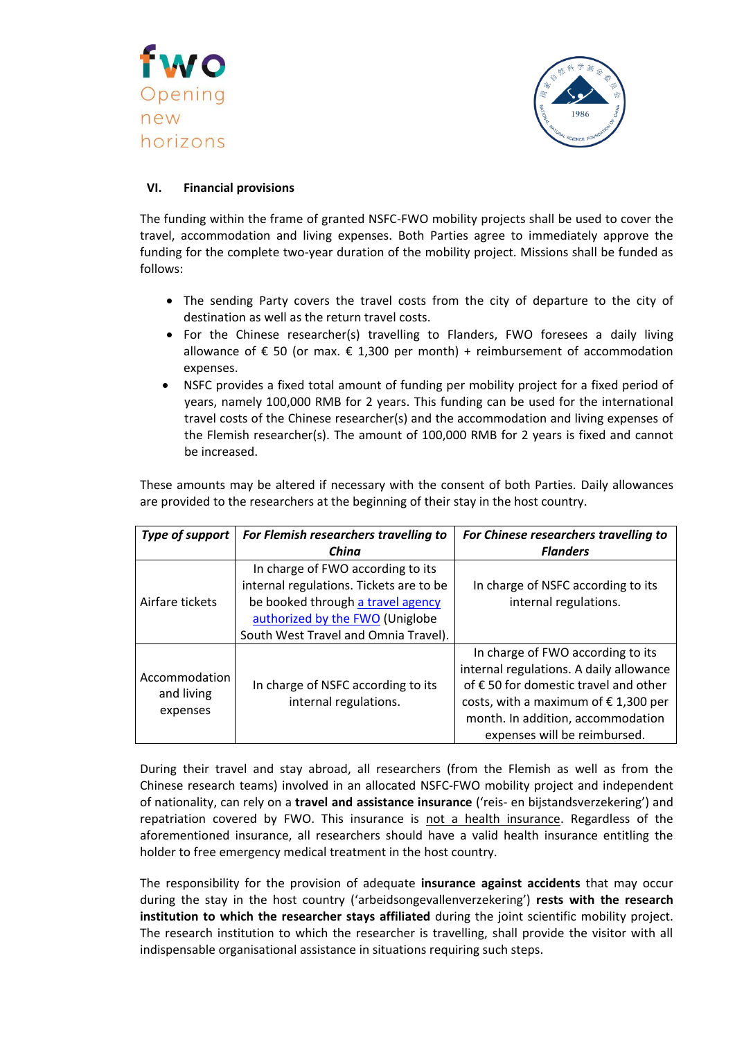### VI. Financial provisions

The funding within the frame of granted NSFC-FWO mobility projects shall be used to cover the travel, accommodation and living expenses. Both Parties agree to immediately approve the funding for the complete two-year duration of the mobility project. Missions shall be funded as follows:

- The sending Party covers the travel costs from the city of departure to the city of destination as well as the return travel costs.
- For the Chinese researcher(s) travelling to Flanders, FWO foresees a daily living allowance of € 50 (or max. € 1,300 per month) + reimbursement of accommodation expenses.
- NSFC provides a fixed total amount of funding per mobility project for a fixed period of years, namely 100,000 RMB for 2 years. This funding can be used for the international travel costs of the Chinese researcher(s) and the accommodation and living expenses of the Flemish researcher(s). The amount of 100,000 RMB for 2 years is fixed and cannot be increased.

These amounts may be altered if necessary with the consent of both Parties. Daily allowances are provided to the researchers at the beginning of their stay in the host country.

| ***Type of support*** | ***For Flemish researchers travelling to China*** | ***For Chinese researchers travelling to Flanders*** |
|---|---|---|
| Airfare tickets | In charge of FWO according to its internal regulations. Tickets are to be booked through a travel agency authorized by the FWO (Uniglobe South West Travel and Omnia Travel). | In charge of NSFC according to its internal regulations. |
| Accommodation and living expenses | In charge of NSFC according to its internal regulations. | In charge of FWO according to its internal regulations. A daily allowance of € 50 for domestic travel and other costs, with a maximum of € 1,300 per month. In addition, accommodation expenses will be reimbursed. |

During their travel and stay abroad, all researchers (from the Flemish as well as from the Chinese research teams) involved in an allocated NSFC-FWO mobility project and independent of nationality, can rely on a **travel and assistance insurance** ('reis- en bijstandsverzekering') and repatriation covered by FWO. This insurance is not a health insurance. Regardless of the aforementioned insurance, all researchers should have a valid health insurance entitling the holder to free emergency medical treatment in the host country.

The responsibility for the provision of adequate **insurance against accidents** that may occur during the stay in the host country ('arbeidsongevallenverzekering') **rests with the research institution to which the researcher stays affiliated** during the joint scientific mobility project. The research institution to which the researcher is travelling, shall provide the visitor with all indispensable organisational assistance in situations requiring such steps.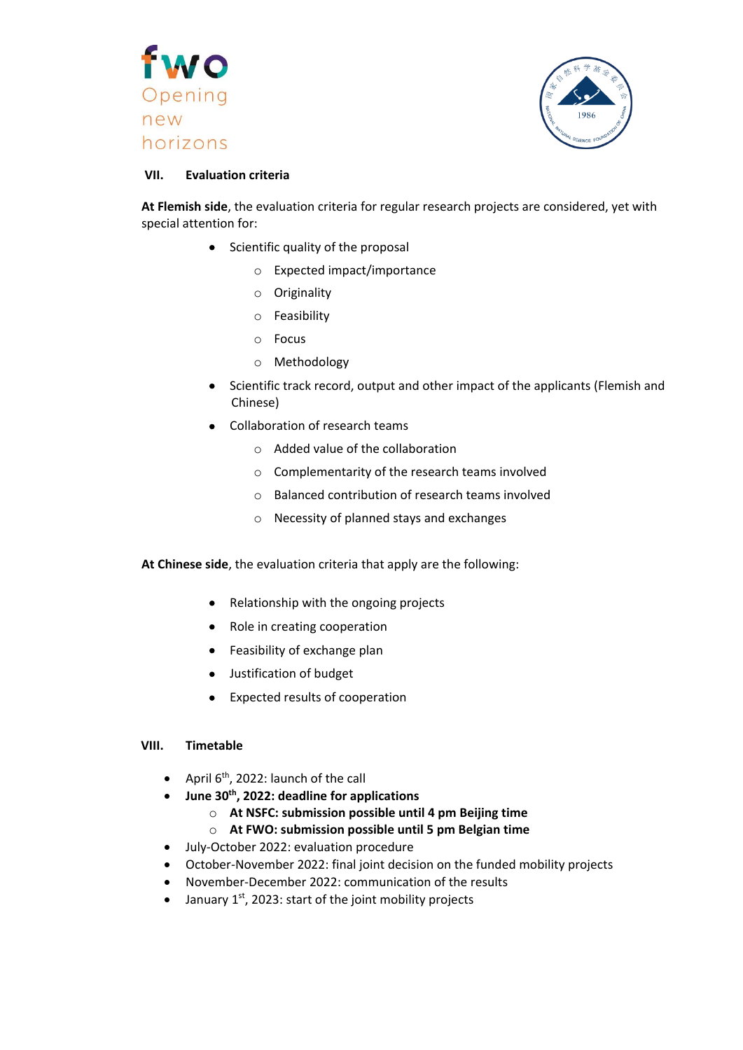## VII. Evaluation criteria

**At Flemish side**, the evaluation criteria for regular research projects are considered, yet with special attention for:

- Scientific quality of the proposal
  - Expected impact/importance
  - Originality
  - Feasibility
  - Focus
  - Methodology
- Scientific track record, output and other impact of the applicants (Flemish and Chinese)
- Collaboration of research teams
  - Added value of the collaboration
  - Complementarity of the research teams involved
  - Balanced contribution of research teams involved
  - Necessity of planned stays and exchanges

**At Chinese side**, the evaluation criteria that apply are the following:

- Relationship with the ongoing projects
- Role in creating cooperation
- Feasibility of exchange plan
- Justification of budget
- Expected results of cooperation

## VIII. Timetable

- April 6th, 2022: launch of the call
- **June 30th, 2022: deadline for applications**
  - **At NSFC: submission possible until 4 pm Beijing time**
  - **At FWO: submission possible until 5 pm Belgian time**
- July-October 2022: evaluation procedure
- October-November 2022: final joint decision on the funded mobility projects
- November-December 2022: communication of the results
- January 1st, 2023: start of the joint mobility projects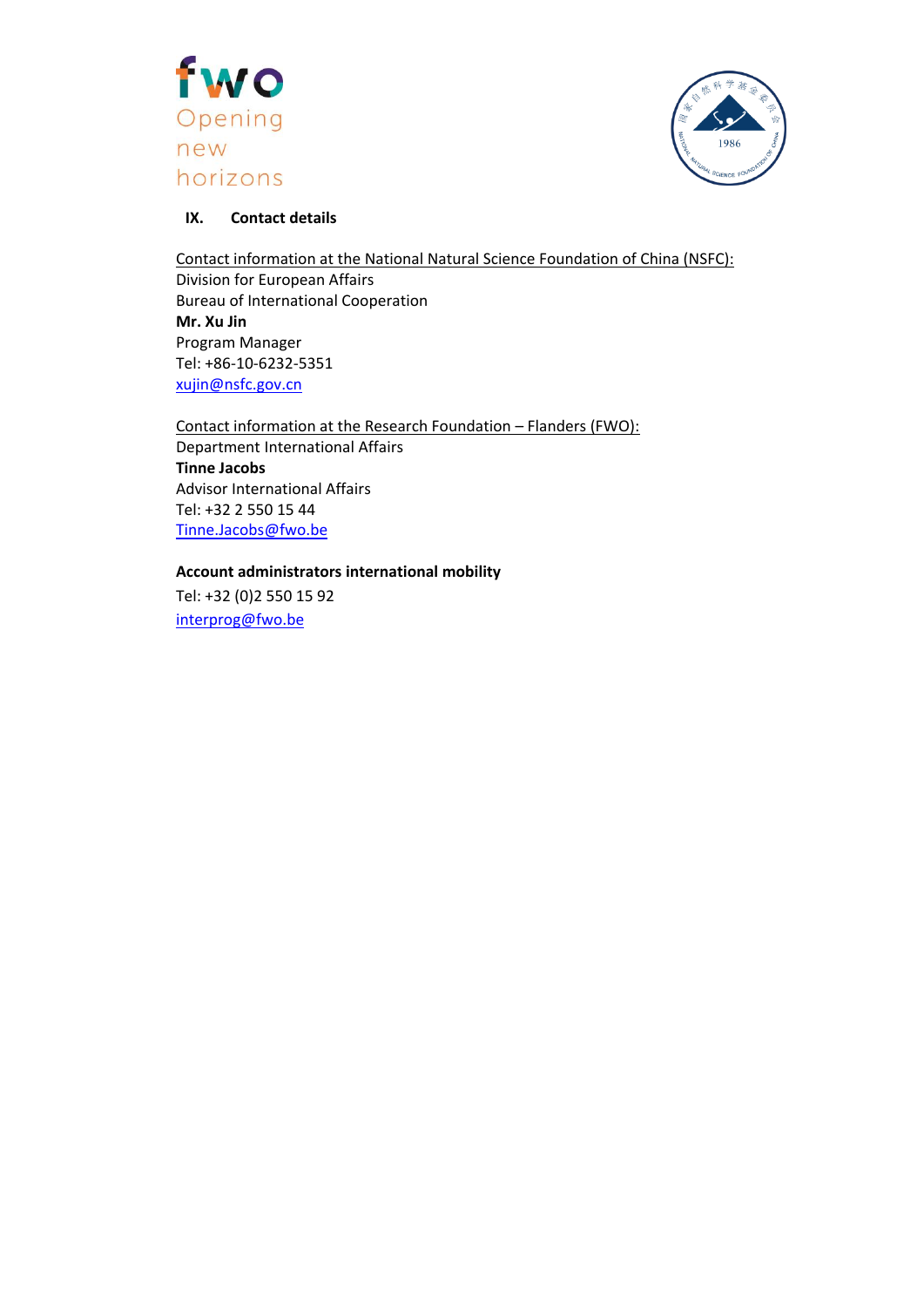## IX. Contact details

Contact information at the National Natural Science Foundation of China (NSFC):
Division for European Affairs
Bureau of International Cooperation
**Mr. Xu Jin**
Program Manager
Tel: +86-10-6232-5351
xujin@nsfc.gov.cn

Contact information at the Research Foundation – Flanders (FWO):
Department International Affairs
**Tinne Jacobs**
Advisor International Affairs
Tel: +32 2 550 15 44
Tinne.Jacobs@fwo.be

**Account administrators international mobility**
Tel: +32 (0)2 550 15 92
interprog@fwo.be